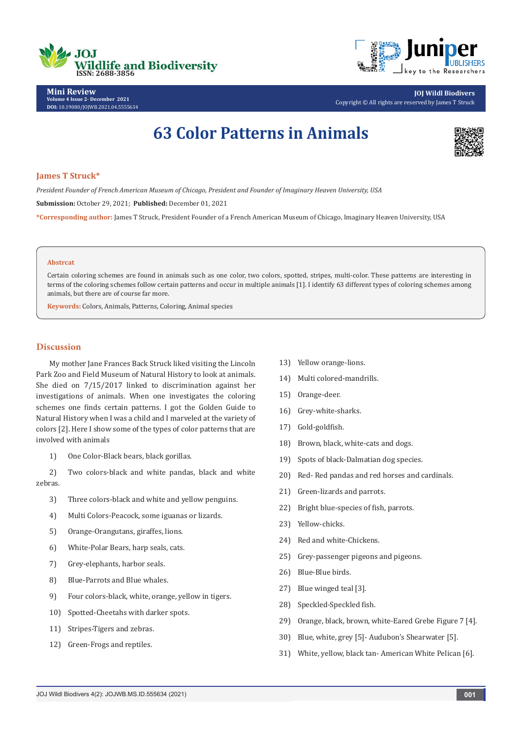# 63 Color Patterns in Animals

**James T Struck***

*President Founder of French American Museum of Chicago, President and Founder of Imaginary Heaven University, USA*

**Submission:** October 29, 2021; **Published:** December 01, 2021

***Corresponding author:** James T Struck, President Founder of a French American Museum of Chicago, Imaginary Heaven University, USA

## Abstrcat

Certain coloring schemes are found in animals such as one color, two colors, spotted, stripes, multi-color. These patterns are interesting in terms of the coloring schemes follow certain patterns and occur in multiple animals [1]. I identify 63 different types of coloring schemes among animals, but there are of course far more.

**Keywords:** Colors, Animals, Patterns, Coloring, Animal species

## Discussion

My mother Jane Frances Back Struck liked visiting the Lincoln Park Zoo and Field Museum of Natural History to look at animals. She died on 7/15/2017 linked to discrimination against her investigations of animals. When one investigates the coloring schemes one finds certain patterns. I got the Golden Guide to Natural History when I was a child and I marveled at the variety of colors [2]. Here I show some of the types of color patterns that are involved with animals

1) One Color-Black bears, black gorillas.
2) Two colors-black and white pandas, black and white zebras.
3) Three colors-black and white and yellow penguins.
4) Multi Colors-Peacock, some iguanas or lizards.
5) Orange-Orangutans, giraffes, lions.
6) White-Polar Bears, harp seals, cats.
7) Grey-elephants, harbor seals.
8) Blue-Parrots and Blue whales.
9) Four colors-black, white, orange, yellow in tigers.
10) Spotted-Cheetahs with darker spots.
11) Stripes-Tigers and zebras.
12) Green-Frogs and reptiles.
13) Yellow orange-lions.
14) Multi colored-mandrills.
15) Orange-deer.
16) Grey-white-sharks.
17) Gold-goldfish.
18) Brown, black, white-cats and dogs.
19) Spots of black-Dalmatian dog species.
20) Red- Red pandas and red horses and cardinals.
21) Green-lizards and parrots.
22) Bright blue-species of fish, parrots.
23) Yellow-chicks.
24) Red and white-Chickens.
25) Grey-passenger pigeons and pigeons.
26) Blue-Blue birds.
27) Blue winged teal [3].
28) Speckled-Speckled fish.
29) Orange, black, brown, white-Eared Grebe Figure 7 [4].
30) Blue, white, grey [5]- Audubon's Shearwater [5].
31) White, yellow, black tan- American White Pelican [6].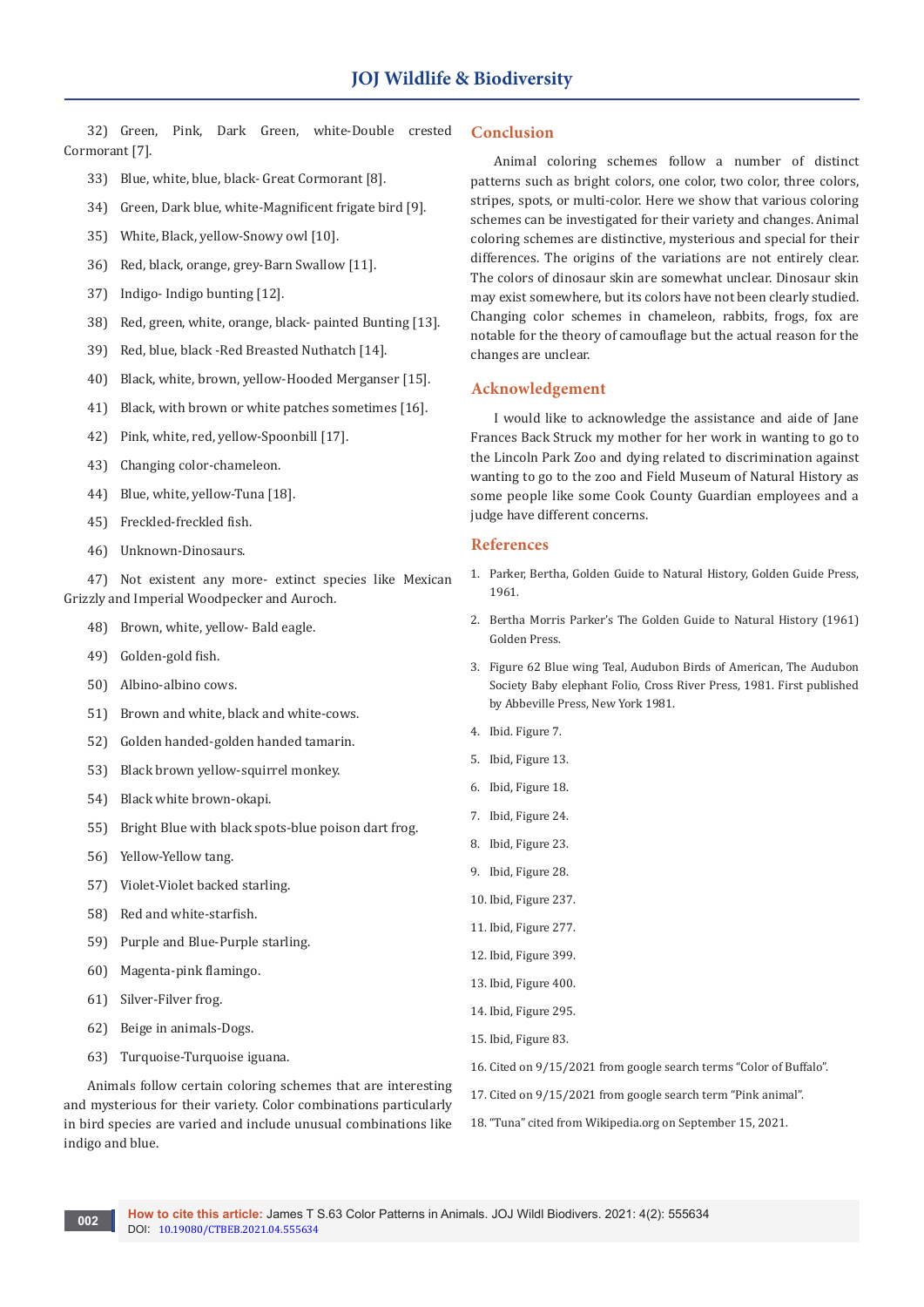32) Green, Pink, Dark Green, white-Double crested Cormorant [7].

33) Blue, white, blue, black- Great Cormorant [8].

34) Green, Dark blue, white-Magnificent frigate bird [9].

35) White, Black, yellow-Snowy owl [10].

36) Red, black, orange, grey-Barn Swallow [11].

37) Indigo- Indigo bunting [12].

38) Red, green, white, orange, black- painted Bunting [13].

39) Red, blue, black -Red Breasted Nuthatch [14].

40) Black, white, brown, yellow-Hooded Merganser [15].

41) Black, with brown or white patches sometimes [16].

42) Pink, white, red, yellow-Spoonbill [17].

43) Changing color-chameleon.

44) Blue, white, yellow-Tuna [18].

45) Freckled-freckled fish.

46) Unknown-Dinosaurs.

47) Not existent any more- extinct species like Mexican Grizzly and Imperial Woodpecker and Auroch.

48) Brown, white, yellow- Bald eagle.

49) Golden-gold fish.

50) Albino-albino cows.

51) Brown and white, black and white-cows.

52) Golden handed-golden handed tamarin.

53) Black brown yellow-squirrel monkey.

54) Black white brown-okapi.

55) Bright Blue with black spots-blue poison dart frog.

56) Yellow-Yellow tang.

57) Violet-Violet backed starling.

58) Red and white-starfish.

59) Purple and Blue-Purple starling.

60) Magenta-pink flamingo.

61) Silver-Filver frog.

62) Beige in animals-Dogs.

63) Turquoise-Turquoise iguana.

Animals follow certain coloring schemes that are interesting and mysterious for their variety. Color combinations particularly in bird species are varied and include unusual combinations like indigo and blue.

## Conclusion

Animal coloring schemes follow a number of distinct patterns such as bright colors, one color, two color, three colors, stripes, spots, or multi-color. Here we show that various coloring schemes can be investigated for their variety and changes. Animal coloring schemes are distinctive, mysterious and special for their differences. The origins of the variations are not entirely clear. The colors of dinosaur skin are somewhat unclear. Dinosaur skin may exist somewhere, but its colors have not been clearly studied. Changing color schemes in chameleon, rabbits, frogs, fox are notable for the theory of camouflage but the actual reason for the changes are unclear.

## Acknowledgement

I would like to acknowledge the assistance and aide of Jane Frances Back Struck my mother for her work in wanting to go to the Lincoln Park Zoo and dying related to discrimination against wanting to go to the zoo and Field Museum of Natural History as some people like some Cook County Guardian employees and a judge have different concerns.

## References

1. Parker, Bertha, Golden Guide to Natural History, Golden Guide Press, 1961.
2. Bertha Morris Parker's The Golden Guide to Natural History (1961) Golden Press.
3. Figure 62 Blue wing Teal, Audubon Birds of American, The Audubon Society Baby elephant Folio, Cross River Press, 1981. First published by Abbeville Press, New York 1981.
4. Ibid. Figure 7.
5. Ibid, Figure 13.
6. Ibid, Figure 18.
7. Ibid, Figure 24.
8. Ibid, Figure 23.
9. Ibid, Figure 28.
10. Ibid, Figure 237.
11. Ibid, Figure 277.
12. Ibid, Figure 399.
13. Ibid, Figure 400.
14. Ibid, Figure 295.
15. Ibid, Figure 83.
16. Cited on 9/15/2021 from google search terms "Color of Buffalo".
17. Cited on 9/15/2021 from google search term "Pink animal".
18. "Tuna" cited from Wikipedia.org on September 15, 2021.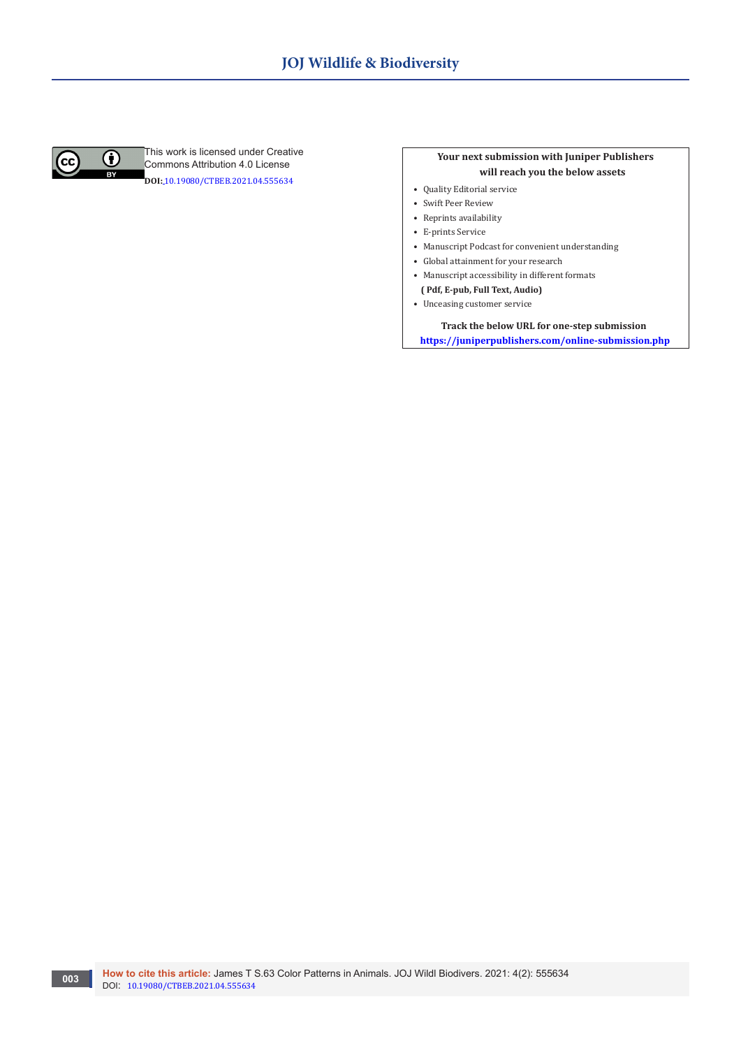This work is licensed under Creative Commons Attribution 4.0 License

**DOI:** 10.19080/CTBEB.2021.04.555634

**Your next submission with Juniper Publishers will reach you the below assets**

- Quality Editorial service
- Swift Peer Review
- Reprints availability
- E-prints Service
- Manuscript Podcast for convenient understanding
- Global attainment for your research
- Manuscript accessibility in different formats

  **( Pdf, E-pub, Full Text, Audio)**
- Unceasing customer service

**Track the below URL for one-step submission**

**https://juniperpublishers.com/online-submission.php**

**How to cite this article:** James T S.63 Color Patterns in Animals. JOJ Wildl Biodivers. 2021: 4(2): 555634
DOI: 10.19080/CTBEB.2021.04.555634